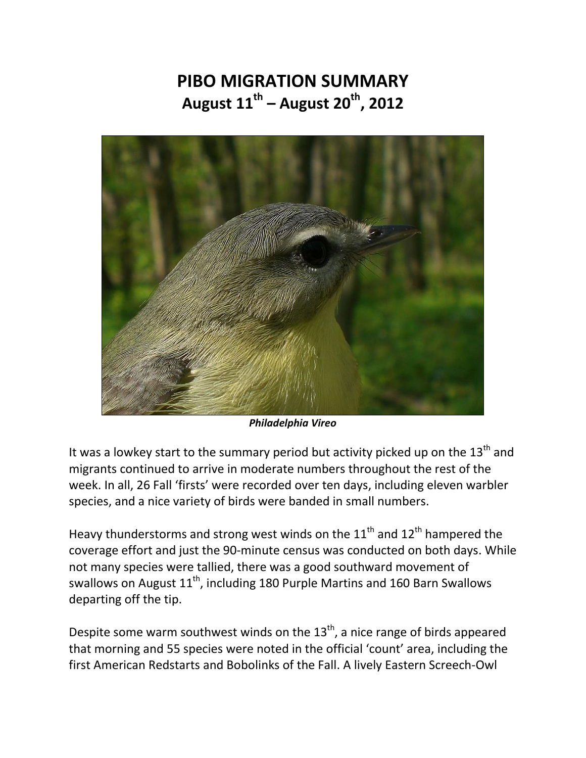# PIBO MIGRATION SUMMARY
## August 11th – August 20th, 2012

*Philadelphia Vireo*

It was a lowkey start to the summary period but activity picked up on the 13th and migrants continued to arrive in moderate numbers throughout the rest of the week. In all, 26 Fall 'firsts' were recorded over ten days, including eleven warbler species, and a nice variety of birds were banded in small numbers.

Heavy thunderstorms and strong west winds on the 11th and 12th hampered the coverage effort and just the 90-minute census was conducted on both days. While not many species were tallied, there was a good southward movement of swallows on August 11th, including 180 Purple Martins and 160 Barn Swallows departing off the tip.

Despite some warm southwest winds on the 13th, a nice range of birds appeared that morning and 55 species were noted in the official 'count' area, including the first American Redstarts and Bobolinks of the Fall. A lively Eastern Screech-Owl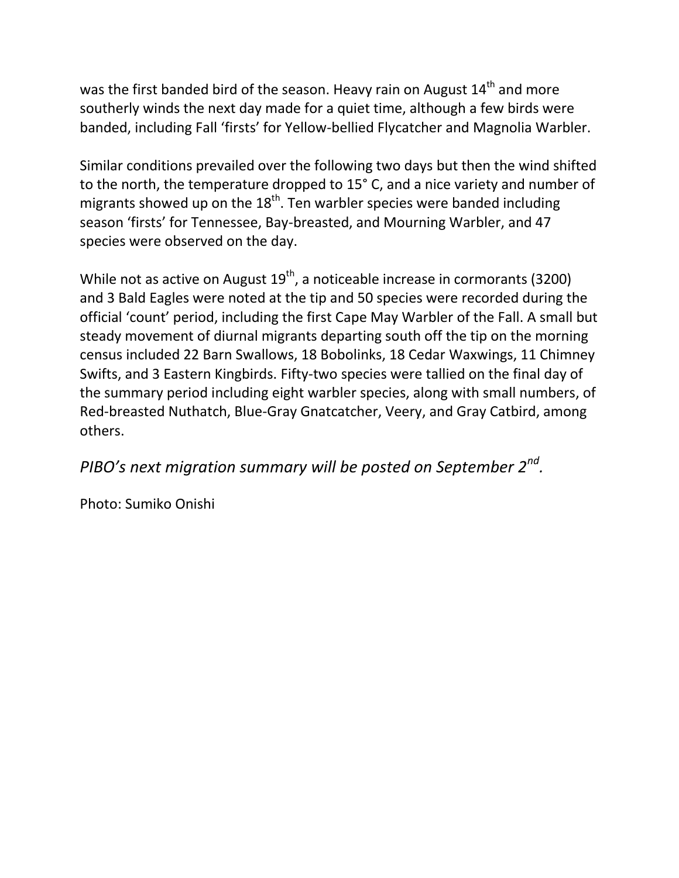was the first banded bird of the season. Heavy rain on August 14th and more southerly winds the next day made for a quiet time, although a few birds were banded, including Fall 'firsts' for Yellow-bellied Flycatcher and Magnolia Warbler.

Similar conditions prevailed over the following two days but then the wind shifted to the north, the temperature dropped to 15° C, and a nice variety and number of migrants showed up on the 18th. Ten warbler species were banded including season 'firsts' for Tennessee, Bay-breasted, and Mourning Warbler, and 47 species were observed on the day.

While not as active on August 19th, a noticeable increase in cormorants (3200) and 3 Bald Eagles were noted at the tip and 50 species were recorded during the official 'count' period, including the first Cape May Warbler of the Fall. A small but steady movement of diurnal migrants departing south off the tip on the morning census included 22 Barn Swallows, 18 Bobolinks, 18 Cedar Waxwings, 11 Chimney Swifts, and 3 Eastern Kingbirds. Fifty-two species were tallied on the final day of the summary period including eight warbler species, along with small numbers, of Red-breasted Nuthatch, Blue-Gray Gnatcatcher, Veery, and Gray Catbird, among others.

*PIBO's next migration summary will be posted on September 2nd.*

Photo: Sumiko Onishi